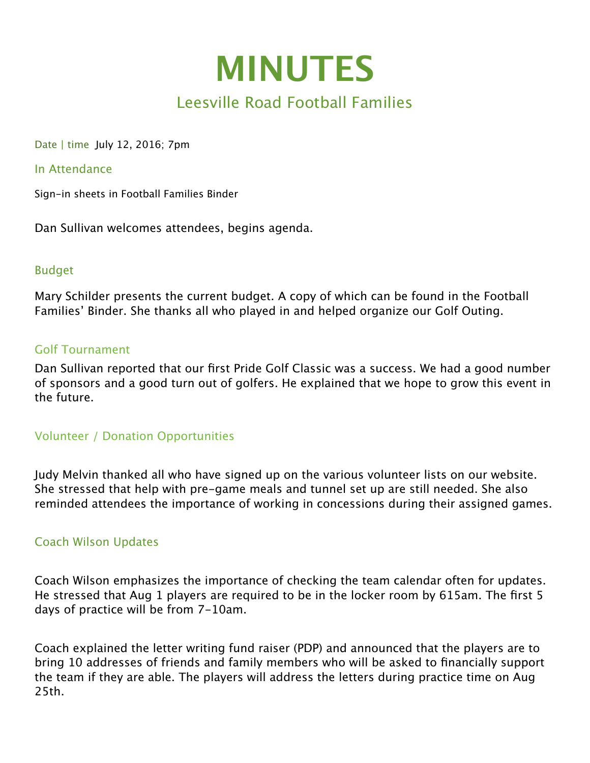# MINUTES

## Leesville Road Football Families

Date | time July 12, 2016; 7pm

### In Attendance

Sign-in sheets in Football Families Binder

Dan Sullivan welcomes attendees, begins agenda.

### Budget

Mary Schilder presents the current budget. A copy of which can be found in the Football Families' Binder. She thanks all who played in and helped organize our Golf Outing.

### Golf Tournament

Dan Sullivan reported that our first Pride Golf Classic was a success. We had a good number of sponsors and a good turn out of golfers. He explained that we hope to grow this event in the future.

### Volunteer / Donation Opportunities

Judy Melvin thanked all who have signed up on the various volunteer lists on our website. She stressed that help with pre-game meals and tunnel set up are still needed. She also reminded attendees the importance of working in concessions during their assigned games.

### Coach Wilson Updates

Coach Wilson emphasizes the importance of checking the team calendar often for updates. He stressed that Aug 1 players are required to be in the locker room by 615am. The first 5 days of practice will be from 7-10am.

Coach explained the letter writing fund raiser (PDP) and announced that the players are to bring 10 addresses of friends and family members who will be asked to financially support the team if they are able. The players will address the letters during practice time on Aug 25th.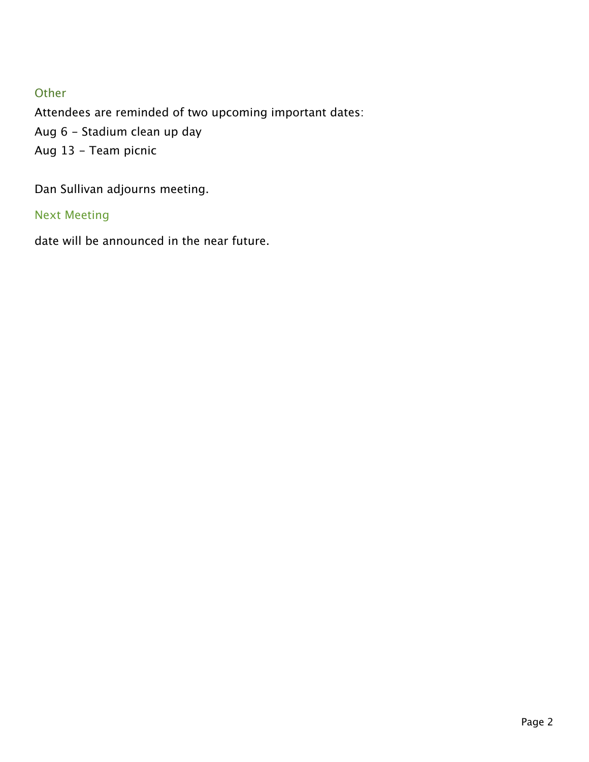## Other

Attendees are reminded of two upcoming important dates:

Aug 6 – Stadium clean up day

Aug 13 – Team picnic

Dan Sullivan adjourns meeting.

## Next Meeting

date will be announced in the near future.